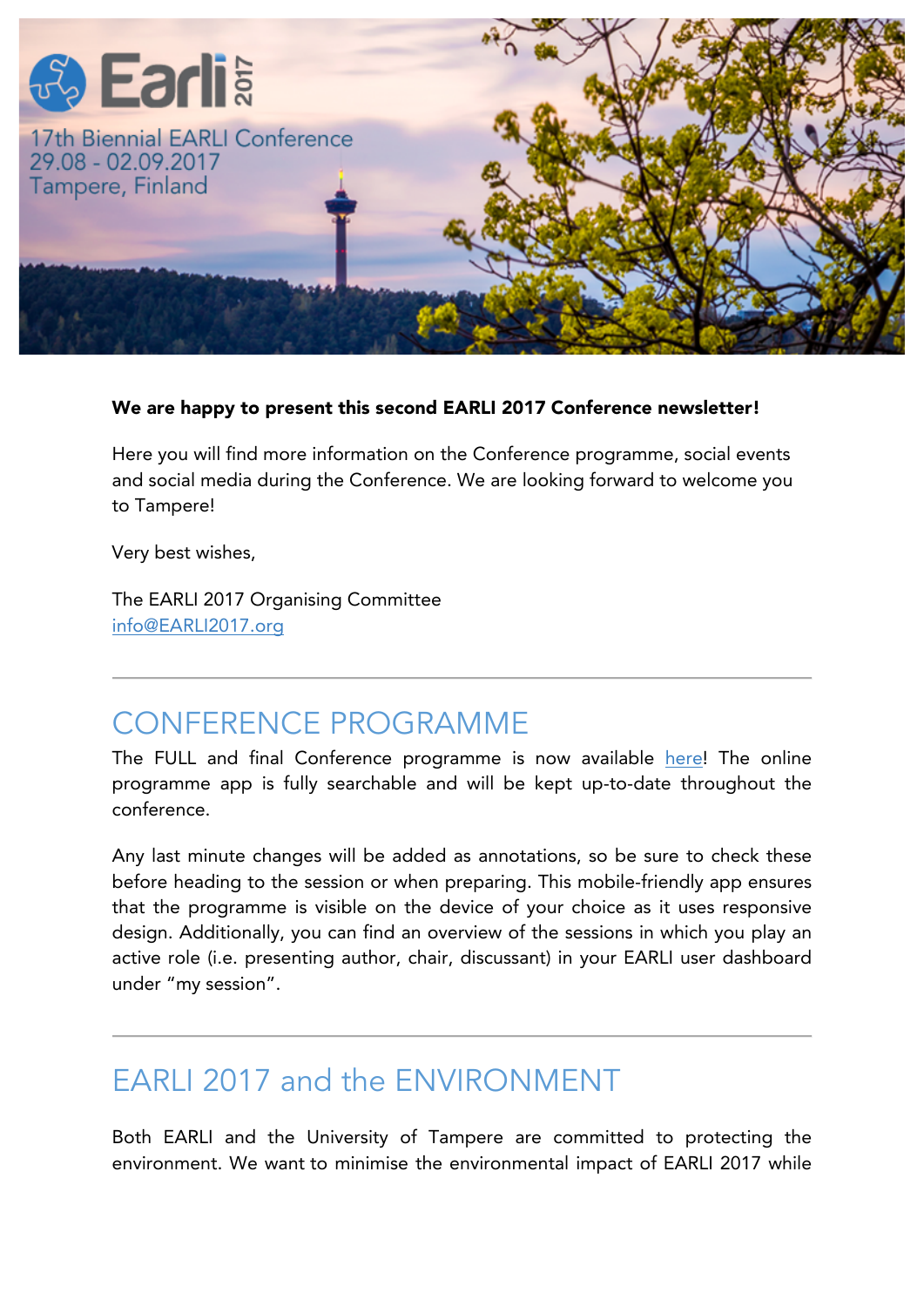Earli 2017

17th Biennial EARLI Conference
29.08 - 02.09.2017
Tampere, Finland

**We are happy to present this second EARLI 2017 Conference newsletter!**

Here you will find more information on the Conference programme, social events and social media during the Conference. We are looking forward to welcome you to Tampere!

Very best wishes,

The EARLI 2017 Organising Committee
info@EARLI2017.org

---

## CONFERENCE PROGRAMME

The FULL and final Conference programme is now available here! The online programme app is fully searchable and will be kept up-to-date throughout the conference.

Any last minute changes will be added as annotations, so be sure to check these before heading to the session or when preparing. This mobile-friendly app ensures that the programme is visible on the device of your choice as it uses responsive design. Additionally, you can find an overview of the sessions in which you play an active role (i.e. presenting author, chair, discussant) in your EARLI user dashboard under "my session".

---

## EARLI 2017 and the ENVIRONMENT

Both EARLI and the University of Tampere are committed to protecting the environment. We want to minimise the environmental impact of EARLI 2017 while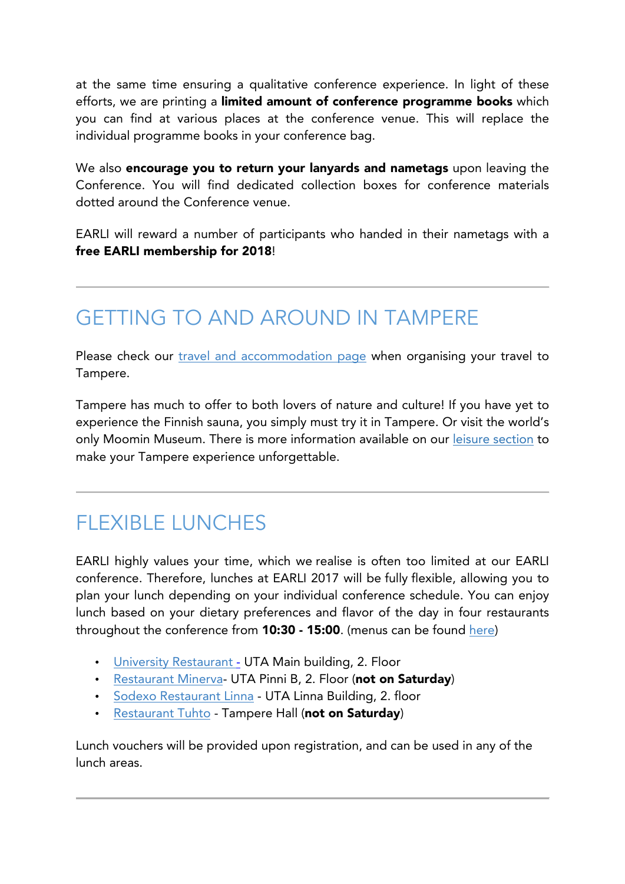at the same time ensuring a qualitative conference experience. In light of these efforts, we are printing a **limited amount of conference programme books** which you can find at various places at the conference venue. This will replace the individual programme books in your conference bag.

We also **encourage you to return your lanyards and nametags** upon leaving the Conference. You will find dedicated collection boxes for conference materials dotted around the Conference venue.

EARLI will reward a number of participants who handed in their nametags with a **free EARLI membership for 2018**!

---

## GETTING TO AND AROUND IN TAMPERE

Please check our travel and accommodation page when organising your travel to Tampere.

Tampere has much to offer to both lovers of nature and culture! If you have yet to experience the Finnish sauna, you simply must try it in Tampere. Or visit the world's only Moomin Museum. There is more information available on our leisure section to make your Tampere experience unforgettable.

---

## FLEXIBLE LUNCHES

EARLI highly values your time, which we realise is often too limited at our EARLI conference. Therefore, lunches at EARLI 2017 will be fully flexible, allowing you to plan your lunch depending on your individual conference schedule. You can enjoy lunch based on your dietary preferences and flavor of the day in four restaurants throughout the conference from **10:30 - 15:00**. (menus can be found here)

- University Restaurant - UTA Main building, 2. Floor
- Restaurant Minerva- UTA Pinni B, 2. Floor (**not on Saturday**)
- Sodexo Restaurant Linna - UTA Linna Building, 2. floor
- Restaurant Tuhto - Tampere Hall (**not on Saturday**)

Lunch vouchers will be provided upon registration, and can be used in any of the lunch areas.

---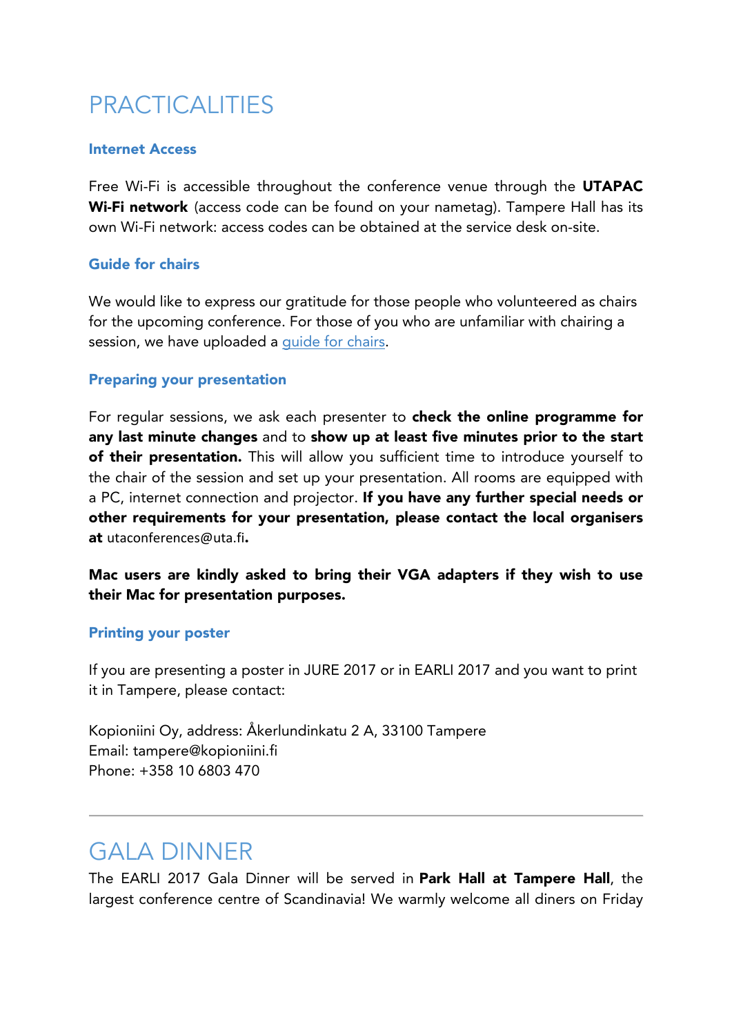# PRACTICALITIES

### Internet Access

Free Wi-Fi is accessible throughout the conference venue through the **UTAPAC Wi-Fi network** (access code can be found on your nametag). Tampere Hall has its own Wi-Fi network: access codes can be obtained at the service desk on-site.

### Guide for chairs

We would like to express our gratitude for those people who volunteered as chairs for the upcoming conference. For those of you who are unfamiliar with chairing a session, we have uploaded a guide for chairs.

### Preparing your presentation

For regular sessions, we ask each presenter to **check the online programme for any last minute changes** and to **show up at least five minutes prior to the start of their presentation.** This will allow you sufficient time to introduce yourself to the chair of the session and set up your presentation. All rooms are equipped with a PC, internet connection and projector. **If you have any further special needs or other requirements for your presentation, please contact the local organisers at** utaconferences@uta.fi**.**

**Mac users are kindly asked to bring their VGA adapters if they wish to use their Mac for presentation purposes.**

### Printing your poster

If you are presenting a poster in JURE 2017 or in EARLI 2017 and you want to print it in Tampere, please contact:

Kopioniini Oy, address: Åkerlundinkatu 2 A, 33100 Tampere
Email: tampere@kopioniini.fi
Phone: +358 10 6803 470

---

# GALA DINNER

The EARLI 2017 Gala Dinner will be served in **Park Hall at Tampere Hall**, the largest conference centre of Scandinavia! We warmly welcome all diners on Friday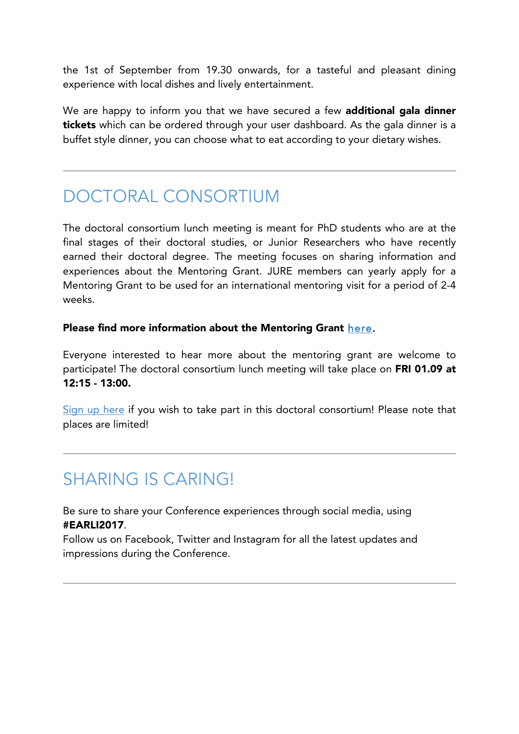the 1st of September from 19.30 onwards, for a tasteful and pleasant dining experience with local dishes and lively entertainment.

We are happy to inform you that we have secured a few **additional gala dinner tickets** which can be ordered through your user dashboard. As the gala dinner is a buffet style dinner, you can choose what to eat according to your dietary wishes.

---

## DOCTORAL CONSORTIUM

The doctoral consortium lunch meeting is meant for PhD students who are at the final stages of their doctoral studies, or Junior Researchers who have recently earned their doctoral degree. The meeting focuses on sharing information and experiences about the Mentoring Grant. JURE members can yearly apply for a Mentoring Grant to be used for an international mentoring visit for a period of 2-4 weeks.

**Please find more information about the Mentoring Grant here.**

Everyone interested to hear more about the mentoring grant are welcome to participate! The doctoral consortium lunch meeting will take place on **FRI 01.09 at 12:15 - 13:00.**

Sign up here if you wish to take part in this doctoral consortium! Please note that places are limited!

---

## SHARING IS CARING!

Be sure to share your Conference experiences through social media, using **#EARLI2017**.
Follow us on Facebook, Twitter and Instagram for all the latest updates and impressions during the Conference.

---